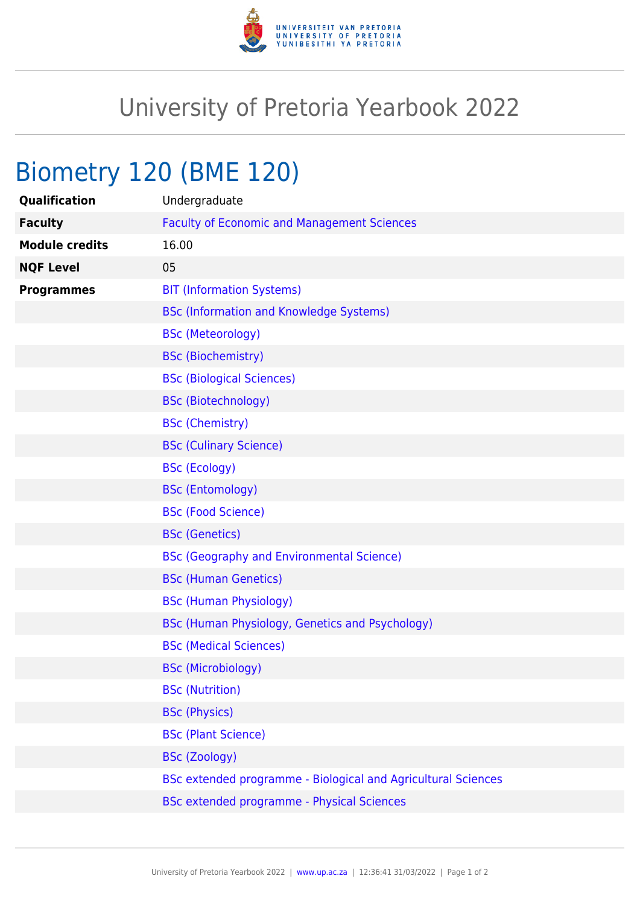# University of Pretoria Yearbook 2022

## Biometry 120 (BME 120)

| | |
|---|---|
| **Qualification** | Undergraduate |
| **Faculty** | Faculty of Economic and Management Sciences |
| **Module credits** | 16.00 |
| **NQF Level** | 05 |
| **Programmes** | BIT (Information Systems) |
| | BSc (Information and Knowledge Systems) |
| | BSc (Meteorology) |
| | BSc (Biochemistry) |
| | BSc (Biological Sciences) |
| | BSc (Biotechnology) |
| | BSc (Chemistry) |
| | BSc (Culinary Science) |
| | BSc (Ecology) |
| | BSc (Entomology) |
| | BSc (Food Science) |
| | BSc (Genetics) |
| | BSc (Geography and Environmental Science) |
| | BSc (Human Genetics) |
| | BSc (Human Physiology) |
| | BSc (Human Physiology, Genetics and Psychology) |
| | BSc (Medical Sciences) |
| | BSc (Microbiology) |
| | BSc (Nutrition) |
| | BSc (Physics) |
| | BSc (Plant Science) |
| | BSc (Zoology) |
| | BSc extended programme - Biological and Agricultural Sciences |
| | BSc extended programme - Physical Sciences |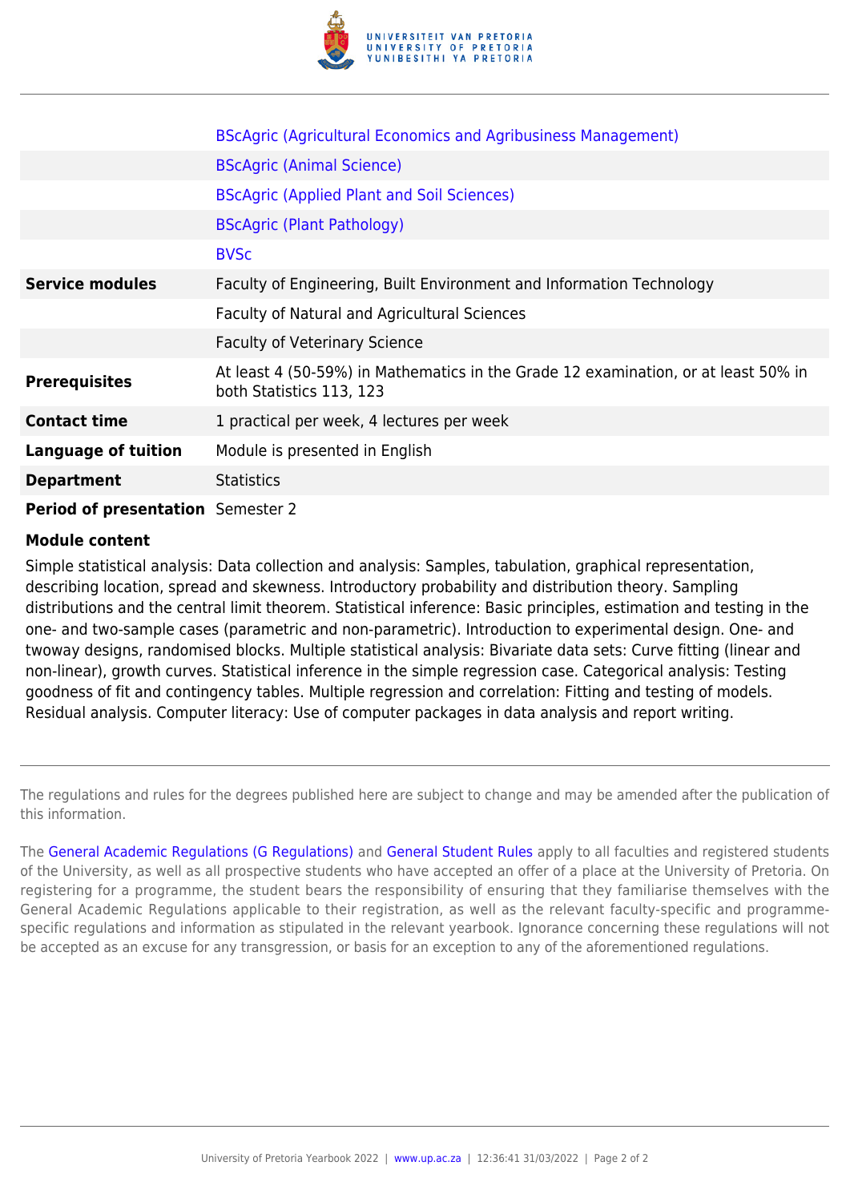| | |
|---|---|
| | BScAgric (Agricultural Economics and Agribusiness Management) |
| | BScAgric (Animal Science) |
| | BScAgric (Applied Plant and Soil Sciences) |
| | BScAgric (Plant Pathology) |
| | BVSc |
| **Service modules** | Faculty of Engineering, Built Environment and Information Technology |
| | Faculty of Natural and Agricultural Sciences |
| | Faculty of Veterinary Science |
| **Prerequisites** | At least 4 (50-59%) in Mathematics in the Grade 12 examination, or at least 50% in both Statistics 113, 123 |
| **Contact time** | 1 practical per week, 4 lectures per week |
| **Language of tuition** | Module is presented in English |
| **Department** | Statistics |
| **Period of presentation** | Semester 2 |

**Module content**

Simple statistical analysis: Data collection and analysis: Samples, tabulation, graphical representation, describing location, spread and skewness. Introductory probability and distribution theory. Sampling distributions and the central limit theorem. Statistical inference: Basic principles, estimation and testing in the one- and two-sample cases (parametric and non-parametric). Introduction to experimental design. One- and twoway designs, randomised blocks. Multiple statistical analysis: Bivariate data sets: Curve fitting (linear and non-linear), growth curves. Statistical inference in the simple regression case. Categorical analysis: Testing goodness of fit and contingency tables. Multiple regression and correlation: Fitting and testing of models. Residual analysis. Computer literacy: Use of computer packages in data analysis and report writing.

---

The regulations and rules for the degrees published here are subject to change and may be amended after the publication of this information.

The General Academic Regulations (G Regulations) and General Student Rules apply to all faculties and registered students of the University, as well as all prospective students who have accepted an offer of a place at the University of Pretoria. On registering for a programme, the student bears the responsibility of ensuring that they familiarise themselves with the General Academic Regulations applicable to their registration, as well as the relevant faculty-specific and programme-specific regulations and information as stipulated in the relevant yearbook. Ignorance concerning these regulations will not be accepted as an excuse for any transgression, or basis for an exception to any of the aforementioned regulations.